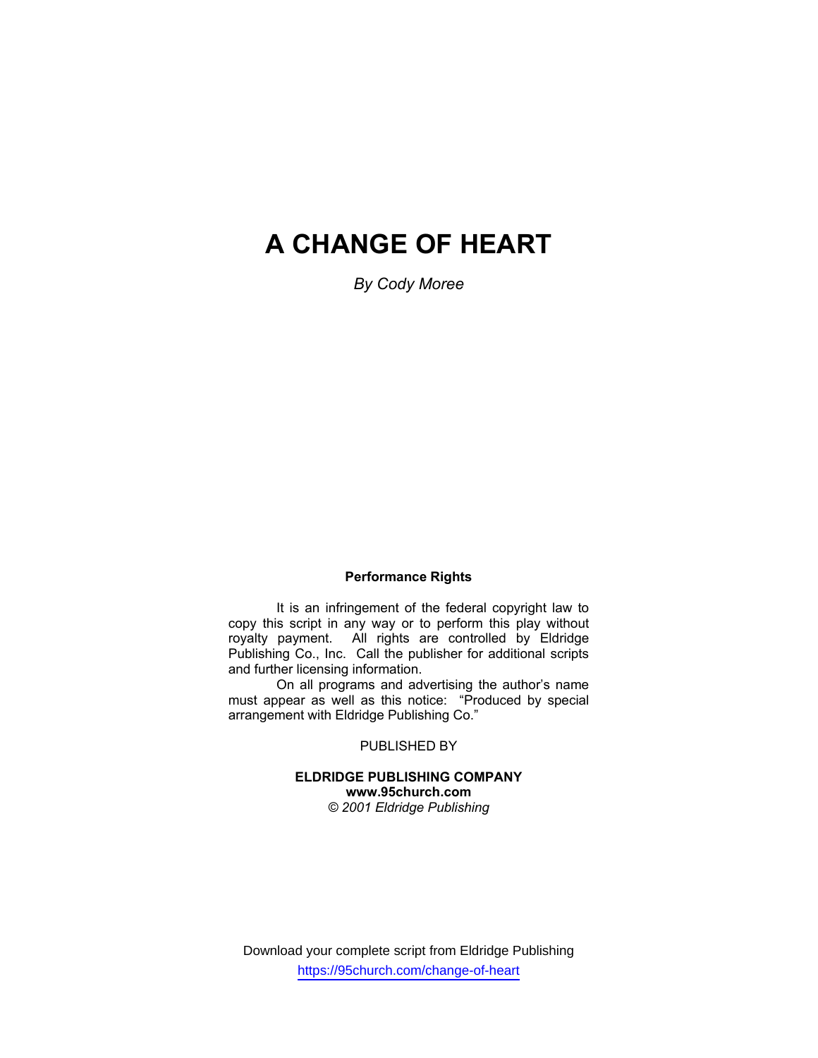# A CHANGE OF HEART

*By Cody Moree*

**Performance Rights**

It is an infringement of the federal copyright law to copy this script in any way or to perform this play without royalty payment. All rights are controlled by Eldridge Publishing Co., Inc. Call the publisher for additional scripts and further licensing information.

On all programs and advertising the author's name must appear as well as this notice: "Produced by special arrangement with Eldridge Publishing Co."

PUBLISHED BY

**ELDRIDGE PUBLISHING COMPANY**
**www.95church.com**
*© 2001 Eldridge Publishing*

Download your complete script from Eldridge Publishing
https://95church.com/change-of-heart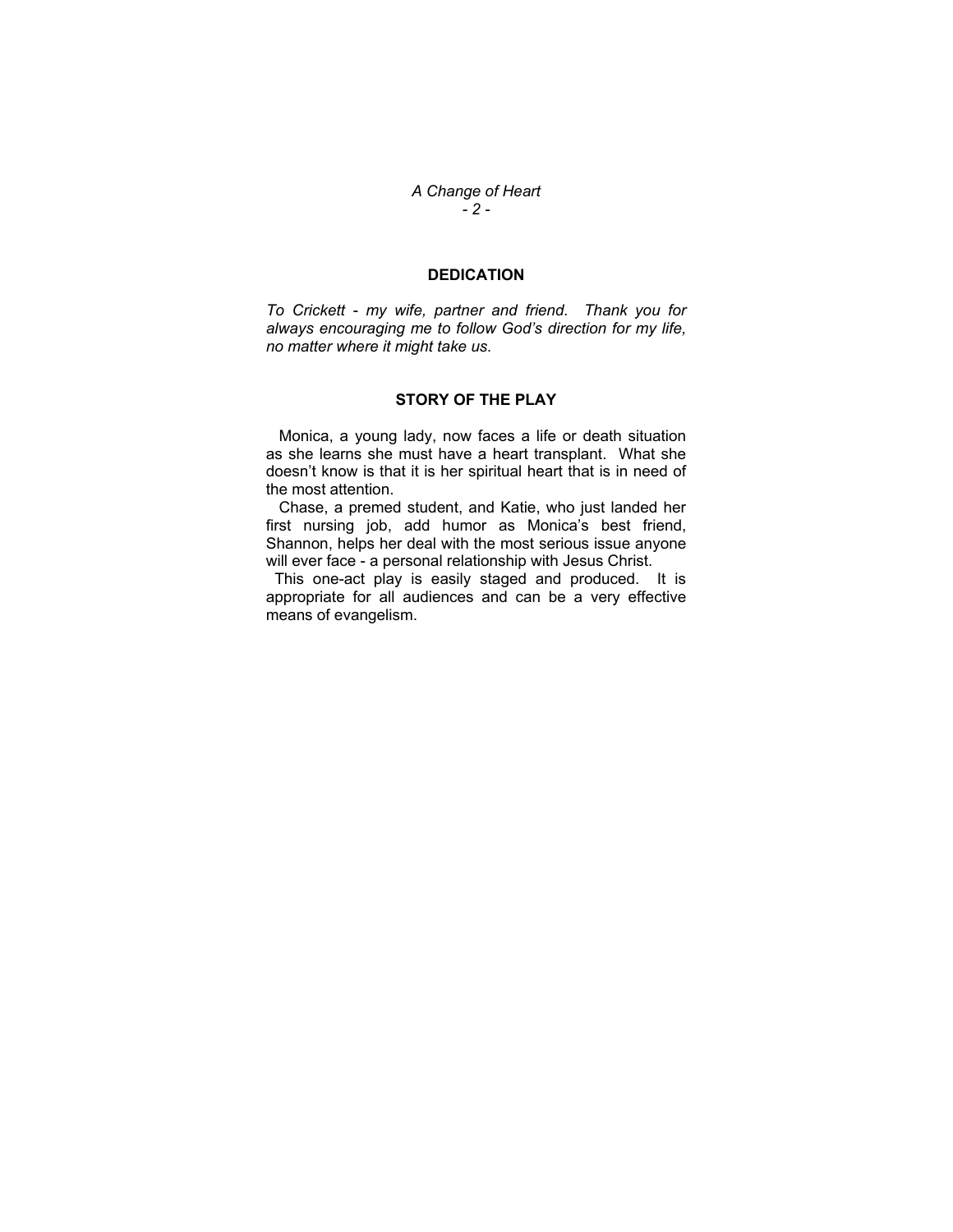## DEDICATION

*To Crickett - my wife, partner and friend. Thank you for always encouraging me to follow God's direction for my life, no matter where it might take us.*

## STORY OF THE PLAY

Monica, a young lady, now faces a life or death situation as she learns she must have a heart transplant. What she doesn't know is that it is her spiritual heart that is in need of the most attention.

Chase, a premed student, and Katie, who just landed her first nursing job, add humor as Monica's best friend, Shannon, helps her deal with the most serious issue anyone will ever face - a personal relationship with Jesus Christ.

This one-act play is easily staged and produced. It is appropriate for all audiences and can be a very effective means of evangelism.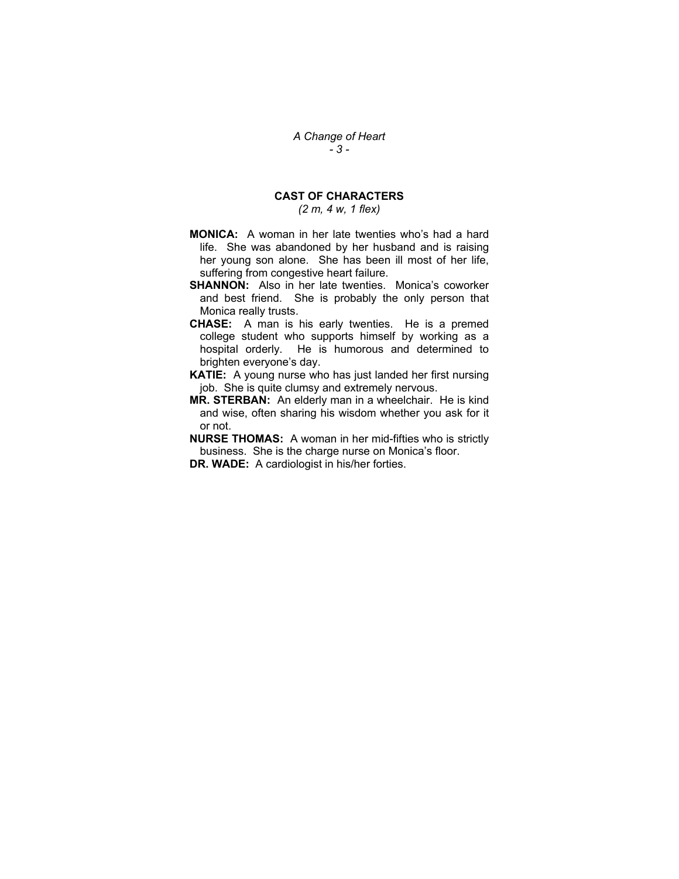## CAST OF CHARACTERS

*(2 m, 4 w, 1 flex)*

**MONICA:** A woman in her late twenties who's had a hard life. She was abandoned by her husband and is raising her young son alone. She has been ill most of her life, suffering from congestive heart failure.

**SHANNON:** Also in her late twenties. Monica's coworker and best friend. She is probably the only person that Monica really trusts.

**CHASE:** A man is his early twenties. He is a premed college student who supports himself by working as a hospital orderly. He is humorous and determined to brighten everyone's day.

**KATIE:** A young nurse who has just landed her first nursing job. She is quite clumsy and extremely nervous.

**MR. STERBAN:** An elderly man in a wheelchair. He is kind and wise, often sharing his wisdom whether you ask for it or not.

**NURSE THOMAS:** A woman in her mid-fifties who is strictly business. She is the charge nurse on Monica's floor.

**DR. WADE:** A cardiologist in his/her forties.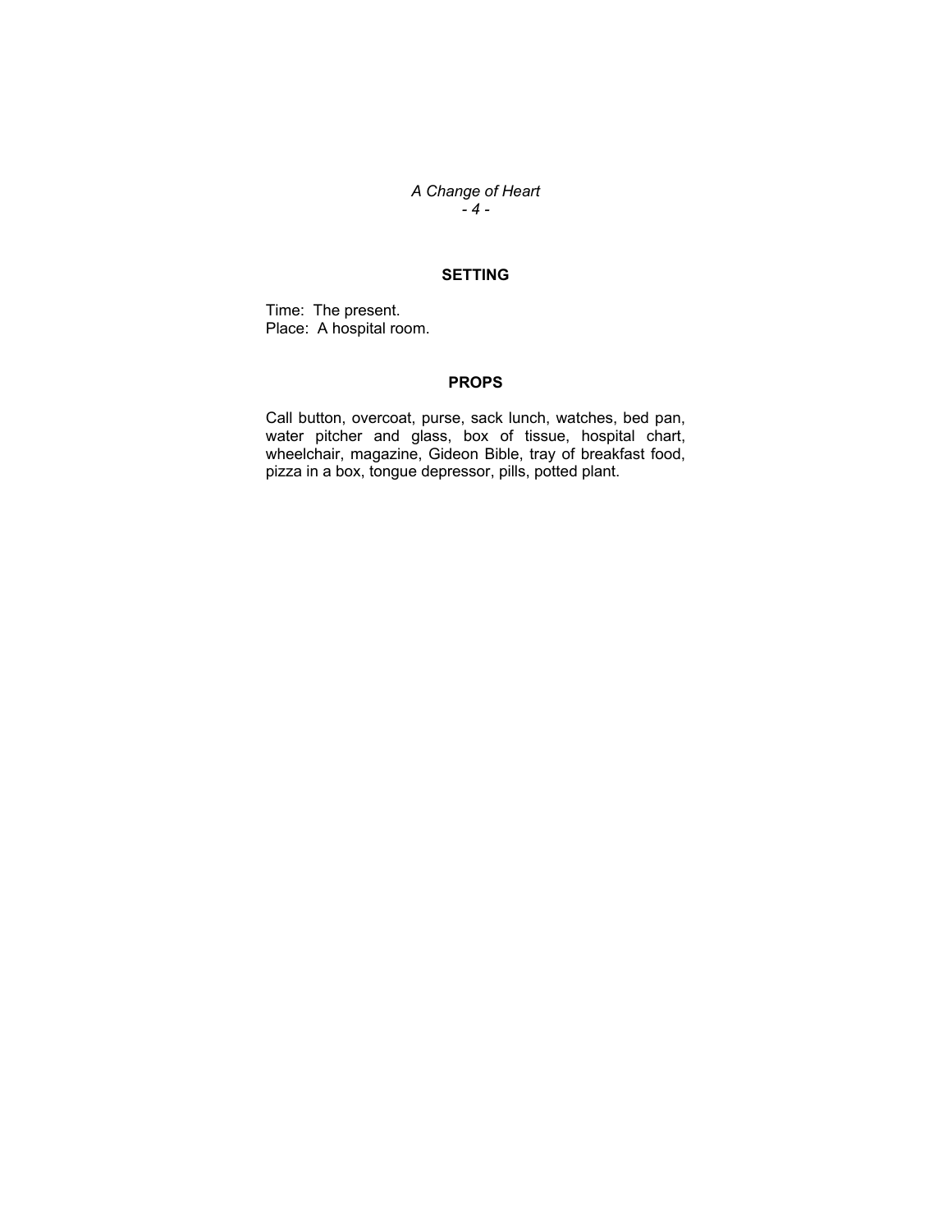## SETTING

Time: The present.
Place: A hospital room.

## PROPS

Call button, overcoat, purse, sack lunch, watches, bed pan, water pitcher and glass, box of tissue, hospital chart, wheelchair, magazine, Gideon Bible, tray of breakfast food, pizza in a box, tongue depressor, pills, potted plant.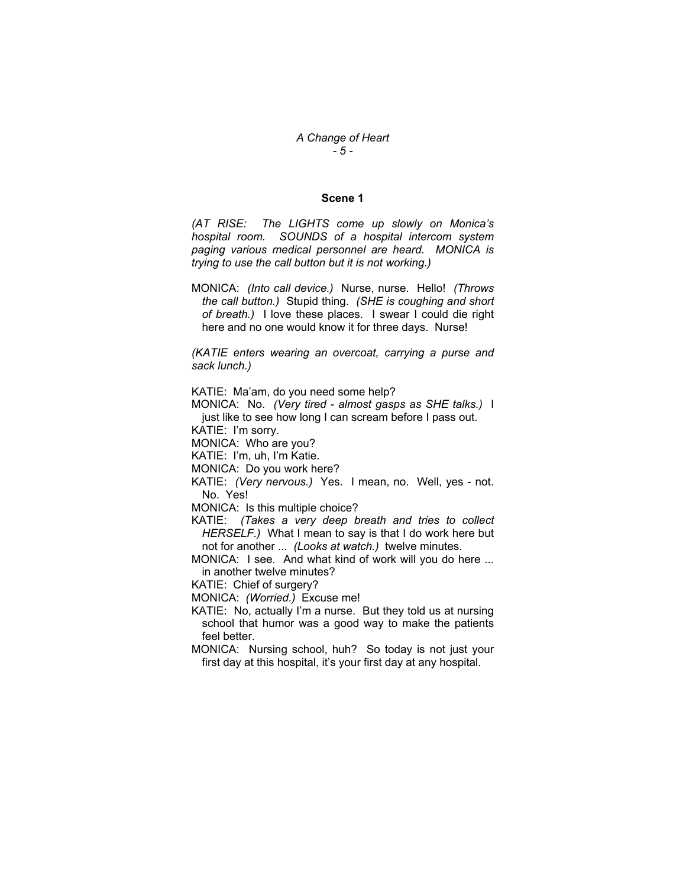## Scene 1

*(AT RISE: The LIGHTS come up slowly on Monica's hospital room. SOUNDS of a hospital intercom system paging various medical personnel are heard. MONICA is trying to use the call button but it is not working.)*

MONICA: *(Into call device.)* Nurse, nurse. Hello! *(Throws the call button.)* Stupid thing. *(SHE is coughing and short of breath.)* I love these places. I swear I could die right here and no one would know it for three days. Nurse!

*(KATIE enters wearing an overcoat, carrying a purse and sack lunch.)*

KATIE: Ma'am, do you need some help?

MONICA: No. *(Very tired - almost gasps as SHE talks.)* I just like to see how long I can scream before I pass out.

KATIE: I'm sorry.

MONICA: Who are you?

KATIE: I'm, uh, I'm Katie.

MONICA: Do you work here?

KATIE: *(Very nervous.)* Yes. I mean, no. Well, yes - not. No. Yes!

MONICA: Is this multiple choice?

KATIE: *(Takes a very deep breath and tries to collect HERSELF.)* What I mean to say is that I do work here but not for another ... *(Looks at watch.)* twelve minutes.

MONICA: I see. And what kind of work will you do here ... in another twelve minutes?

KATIE: Chief of surgery?

MONICA: *(Worried.)* Excuse me!

KATIE: No, actually I'm a nurse. But they told us at nursing school that humor was a good way to make the patients feel better.

MONICA: Nursing school, huh? So today is not just your first day at this hospital, it's your first day at any hospital.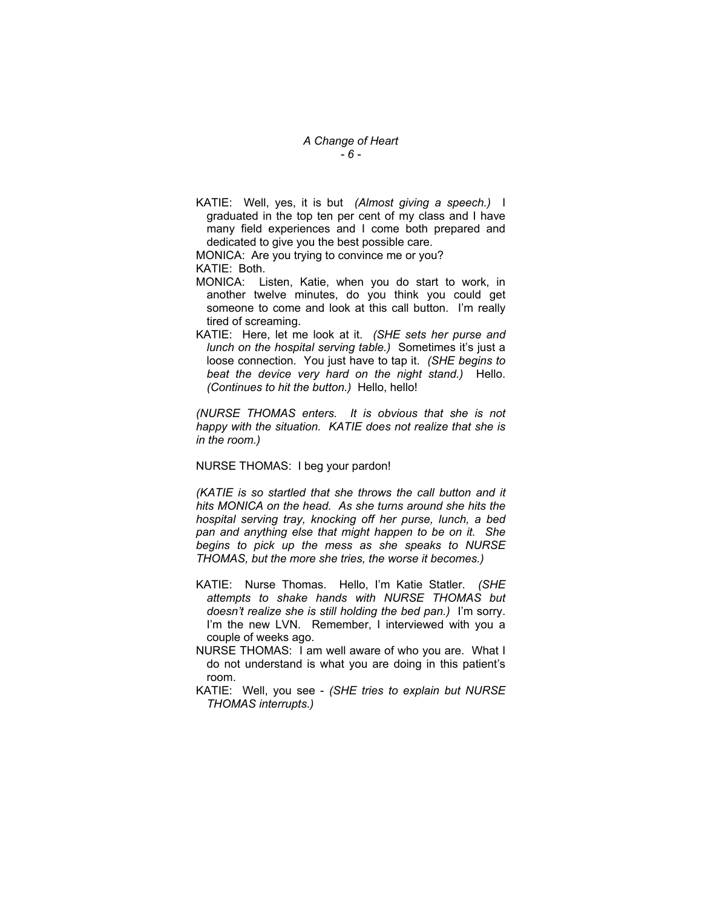KATIE: Well, yes, it is but *(Almost giving a speech.)* I graduated in the top ten per cent of my class and I have many field experiences and I come both prepared and dedicated to give you the best possible care.

MONICA: Are you trying to convince me or you?

KATIE: Both.

MONICA: Listen, Katie, when you do start to work, in another twelve minutes, do you think you could get someone to come and look at this call button. I'm really tired of screaming.

KATIE: Here, let me look at it. *(SHE sets her purse and lunch on the hospital serving table.)* Sometimes it's just a loose connection. You just have to tap it. *(SHE begins to beat the device very hard on the night stand.)* Hello. *(Continues to hit the button.)* Hello, hello!

*(NURSE THOMAS enters. It is obvious that she is not happy with the situation. KATIE does not realize that she is in the room.)*

NURSE THOMAS: I beg your pardon!

*(KATIE is so startled that she throws the call button and it hits MONICA on the head. As she turns around she hits the hospital serving tray, knocking off her purse, lunch, a bed pan and anything else that might happen to be on it. She begins to pick up the mess as she speaks to NURSE THOMAS, but the more she tries, the worse it becomes.)*

KATIE: Nurse Thomas. Hello, I'm Katie Statler. *(SHE attempts to shake hands with NURSE THOMAS but doesn't realize she is still holding the bed pan.)* I'm sorry. I'm the new LVN. Remember, I interviewed with you a couple of weeks ago.

NURSE THOMAS: I am well aware of who you are. What I do not understand is what you are doing in this patient's room.

KATIE: Well, you see - *(SHE tries to explain but NURSE THOMAS interrupts.)*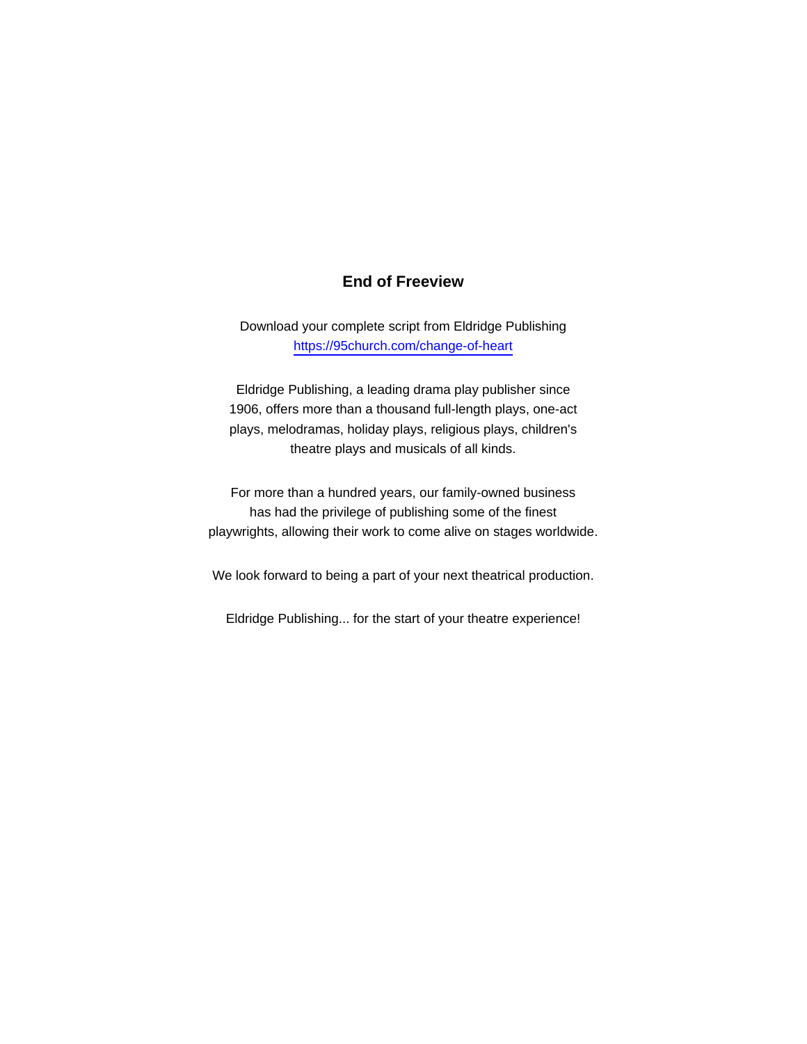## End of Freeview

Download your complete script from Eldridge Publishing
https://95church.com/change-of-heart

Eldridge Publishing, a leading drama play publisher since 1906, offers more than a thousand full-length plays, one-act plays, melodramas, holiday plays, religious plays, children's theatre plays and musicals of all kinds.

For more than a hundred years, our family-owned business has had the privilege of publishing some of the finest playwrights, allowing their work to come alive on stages worldwide.

We look forward to being a part of your next theatrical production.

Eldridge Publishing... for the start of your theatre experience!